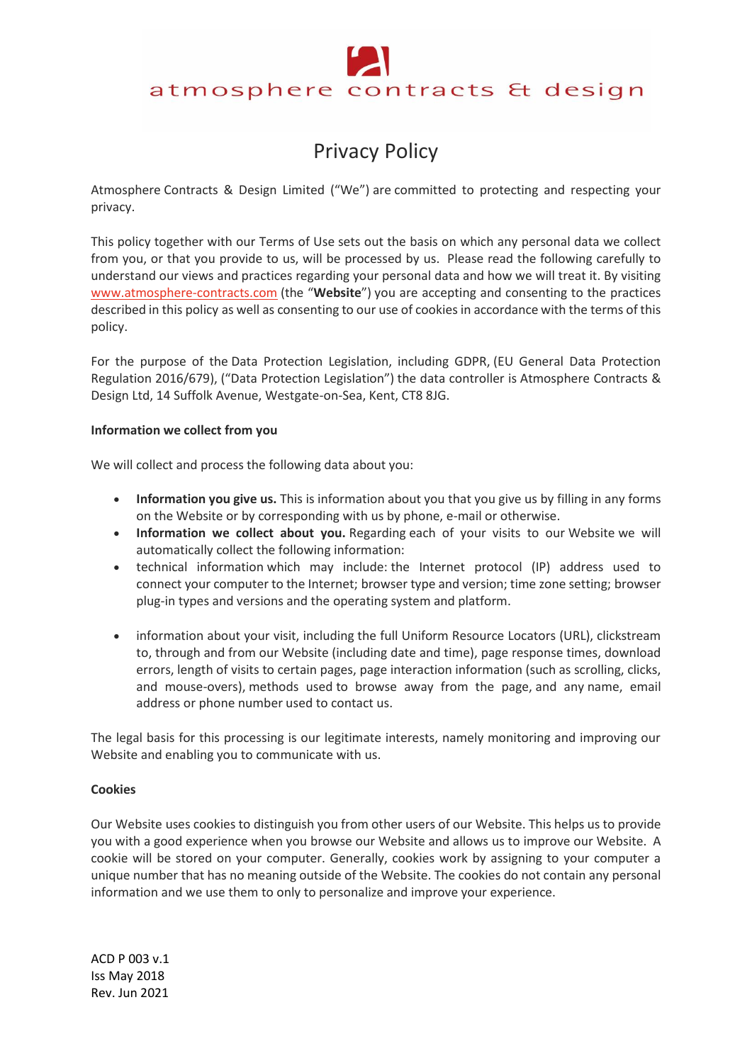atmosphere contracts & design

# Privacy Policy

Atmosphere Contracts & Design Limited ("We") are committed to protecting and respecting your privacy.

This policy together with our Terms of Use sets out the basis on which any personal data we collect from you, or that you provide to us, will be processed by us. Please read the following carefully to understand our views and practices regarding your personal data and how we will treat it. By visiting www.atmosphere-contracts.com (the "**Website**") you are accepting and consenting to the practices described in this policy as well as consenting to our use of cookies in accordance with the terms of this policy.

For the purpose of the Data Protection Legislation, including GDPR, (EU General Data Protection Regulation 2016/679), ("Data Protection Legislation") the data controller is Atmosphere Contracts & Design Ltd, 14 Suffolk Avenue, Westgate-on-Sea, Kent, CT8 8JG.

**Information we collect from you**

We will collect and process the following data about you:

- **Information you give us.** This is information about you that you give us by filling in any forms on the Website or by corresponding with us by phone, e-mail or otherwise.
- **Information we collect about you.** Regarding each of your visits to our Website we will automatically collect the following information:
- technical information which may include: the Internet protocol (IP) address used to connect your computer to the Internet; browser type and version; time zone setting; browser plug-in types and versions and the operating system and platform.
- information about your visit, including the full Uniform Resource Locators (URL), clickstream to, through and from our Website (including date and time), page response times, download errors, length of visits to certain pages, page interaction information (such as scrolling, clicks, and mouse-overs), methods used to browse away from the page, and any name, email address or phone number used to contact us.

The legal basis for this processing is our legitimate interests, namely monitoring and improving our Website and enabling you to communicate with us.

**Cookies**

Our Website uses cookies to distinguish you from other users of our Website. This helps us to provide you with a good experience when you browse our Website and allows us to improve our Website. A cookie will be stored on your computer. Generally, cookies work by assigning to your computer a unique number that has no meaning outside of the Website. The cookies do not contain any personal information and we use them to only to personalize and improve your experience.

ACD P 003 v.1
Iss May 2018
Rev. Jun 2021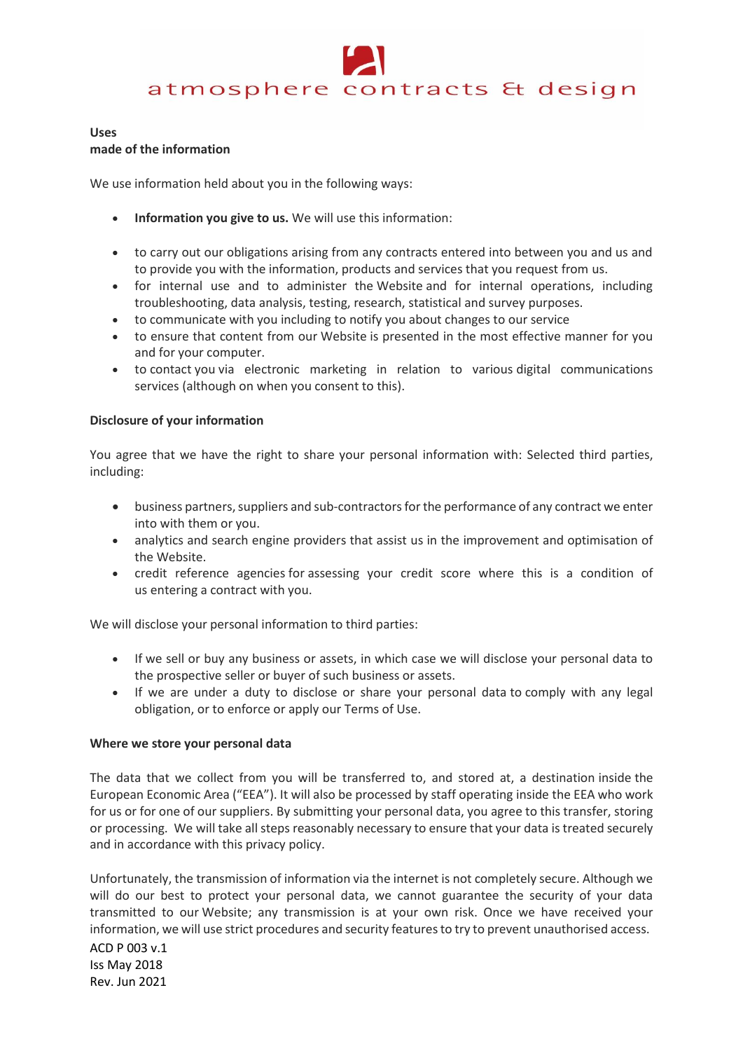**Uses made of the information**

We use information held about you in the following ways:

- **Information you give to us.** We will use this information:
- to carry out our obligations arising from any contracts entered into between you and us and to provide you with the information, products and services that you request from us.
- for internal use and to administer the Website and for internal operations, including troubleshooting, data analysis, testing, research, statistical and survey purposes.
- to communicate with you including to notify you about changes to our service
- to ensure that content from our Website is presented in the most effective manner for you and for your computer.
- to contact you via electronic marketing in relation to various digital communications services (although on when you consent to this).

**Disclosure of your information**

You agree that we have the right to share your personal information with: Selected third parties, including:

- business partners, suppliers and sub-contractors for the performance of any contract we enter into with them or you.
- analytics and search engine providers that assist us in the improvement and optimisation of the Website.
- credit reference agencies for assessing your credit score where this is a condition of us entering a contract with you.

We will disclose your personal information to third parties:

- If we sell or buy any business or assets, in which case we will disclose your personal data to the prospective seller or buyer of such business or assets.
- If we are under a duty to disclose or share your personal data to comply with any legal obligation, or to enforce or apply our Terms of Use.

**Where we store your personal data**

The data that we collect from you will be transferred to, and stored at, a destination inside the European Economic Area ("EEA"). It will also be processed by staff operating inside the EEA who work for us or for one of our suppliers. By submitting your personal data, you agree to this transfer, storing or processing. We will take all steps reasonably necessary to ensure that your data is treated securely and in accordance with this privacy policy.

Unfortunately, the transmission of information via the internet is not completely secure. Although we will do our best to protect your personal data, we cannot guarantee the security of your data transmitted to our Website; any transmission is at your own risk. Once we have received your information, we will use strict procedures and security features to try to prevent unauthorised access.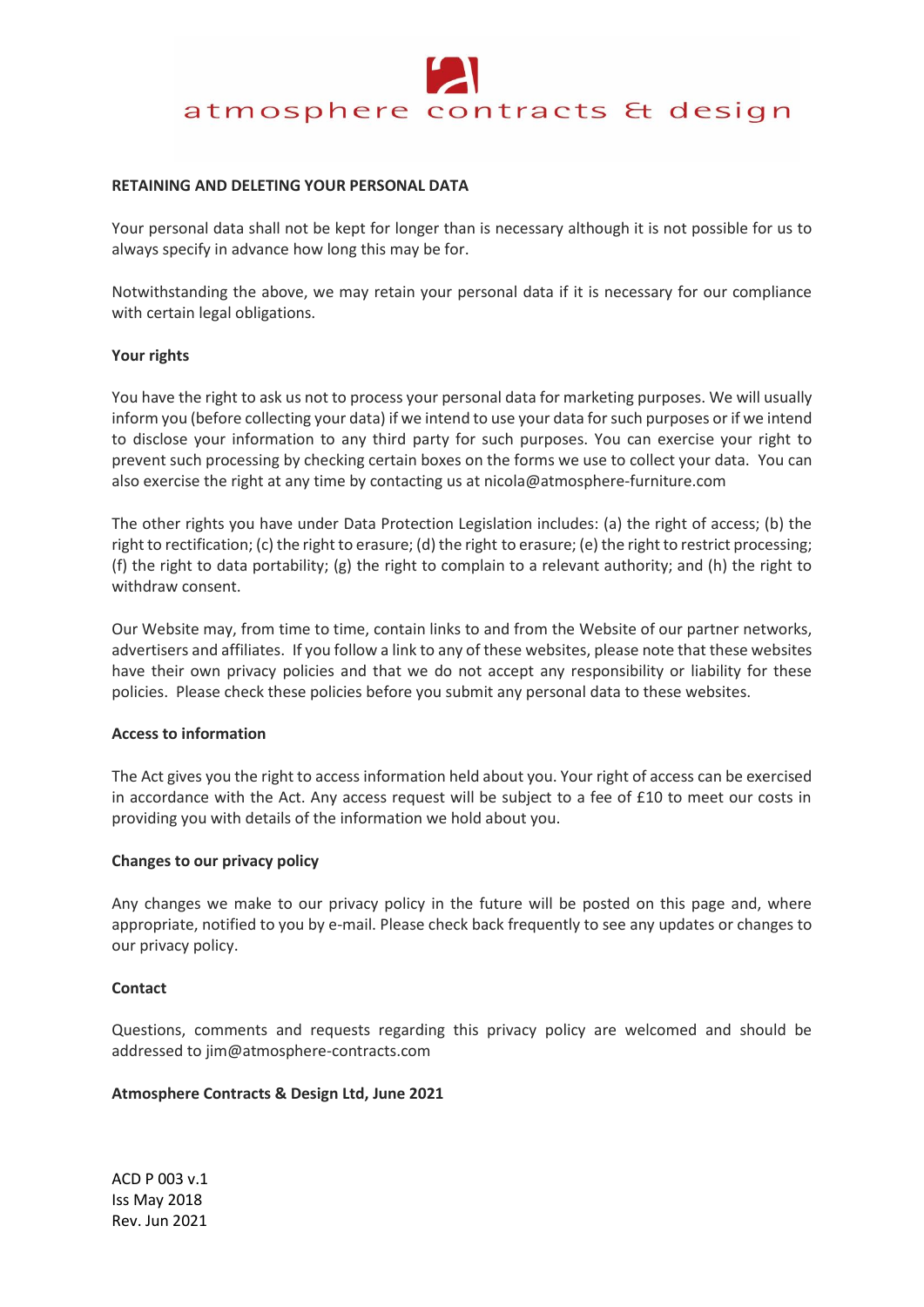**RETAINING AND DELETING YOUR PERSONAL DATA**

Your personal data shall not be kept for longer than is necessary although it is not possible for us to always specify in advance how long this may be for.

Notwithstanding the above, we may retain your personal data if it is necessary for our compliance with certain legal obligations.

**Your rights**

You have the right to ask us not to process your personal data for marketing purposes. We will usually inform you (before collecting your data) if we intend to use your data for such purposes or if we intend to disclose your information to any third party for such purposes. You can exercise your right to prevent such processing by checking certain boxes on the forms we use to collect your data. You can also exercise the right at any time by contacting us at nicola@atmosphere-furniture.com

The other rights you have under Data Protection Legislation includes: (a) the right of access; (b) the right to rectification; (c) the right to erasure; (d) the right to erasure; (e) the right to restrict processing; (f) the right to data portability; (g) the right to complain to a relevant authority; and (h) the right to withdraw consent.

Our Website may, from time to time, contain links to and from the Website of our partner networks, advertisers and affiliates. If you follow a link to any of these websites, please note that these websites have their own privacy policies and that we do not accept any responsibility or liability for these policies. Please check these policies before you submit any personal data to these websites.

**Access to information**

The Act gives you the right to access information held about you. Your right of access can be exercised in accordance with the Act. Any access request will be subject to a fee of £10 to meet our costs in providing you with details of the information we hold about you.

**Changes to our privacy policy**

Any changes we make to our privacy policy in the future will be posted on this page and, where appropriate, notified to you by e-mail. Please check back frequently to see any updates or changes to our privacy policy.

**Contact**

Questions, comments and requests regarding this privacy policy are welcomed and should be addressed to jim@atmosphere-contracts.com

**Atmosphere Contracts & Design Ltd, June 2021**

ACD P 003 v.1
Iss May 2018
Rev. Jun 2021